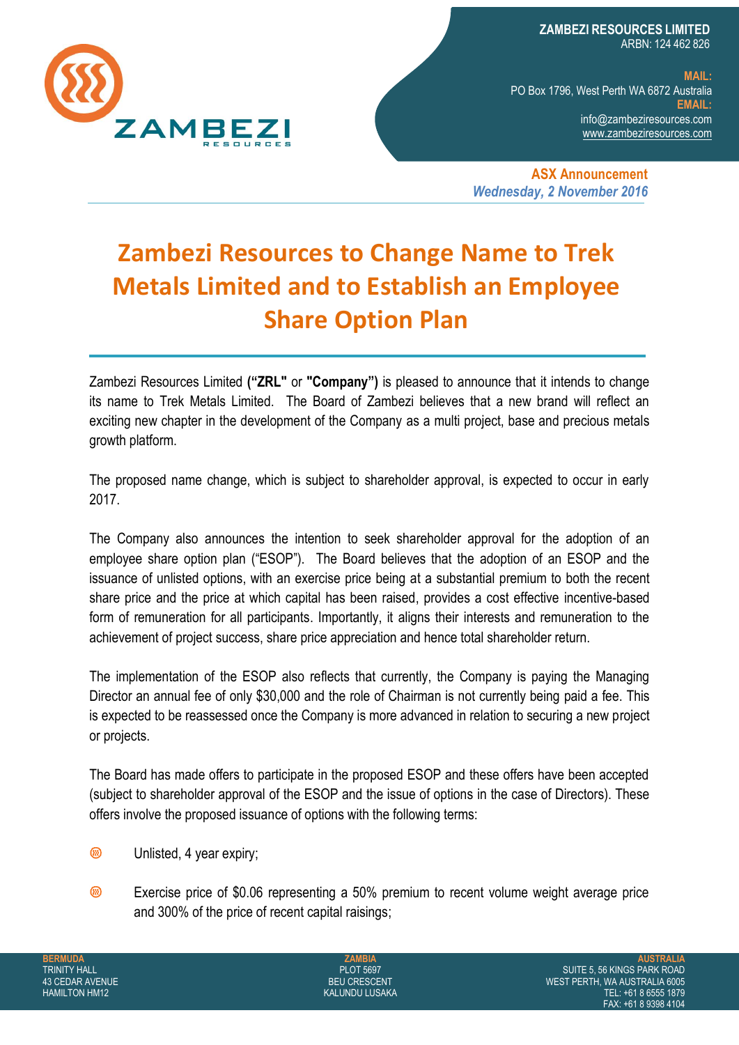**ZAMBEZI RESOURCES LIMITED**
ARBN: 124 462 826

**MAIL:**
PO Box 1796, West Perth WA 6872 Australia
**EMAIL:**
info@zambeziresources.com
www.zambeziresources.com

**ASX Announcement**
*Wednesday, 2 November 2016*

# Zambezi Resources to Change Name to Trek Metals Limited and to Establish an Employee Share Option Plan

Zambezi Resources Limited **("ZRL"** or **"Company")** is pleased to announce that it intends to change its name to Trek Metals Limited. The Board of Zambezi believes that a new brand will reflect an exciting new chapter in the development of the Company as a multi project, base and precious metals growth platform.

The proposed name change, which is subject to shareholder approval, is expected to occur in early 2017.

The Company also announces the intention to seek shareholder approval for the adoption of an employee share option plan ("ESOP"). The Board believes that the adoption of an ESOP and the issuance of unlisted options, with an exercise price being at a substantial premium to both the recent share price and the price at which capital has been raised, provides a cost effective incentive-based form of remuneration for all participants. Importantly, it aligns their interests and remuneration to the achievement of project success, share price appreciation and hence total shareholder return.

The implementation of the ESOP also reflects that currently, the Company is paying the Managing Director an annual fee of only $30,000 and the role of Chairman is not currently being paid a fee. This is expected to be reassessed once the Company is more advanced in relation to securing a new project or projects.

The Board has made offers to participate in the proposed ESOP and these offers have been accepted (subject to shareholder approval of the ESOP and the issue of options in the case of Directors). These offers involve the proposed issuance of options with the following terms:

- Unlisted, 4 year expiry;
- Exercise price of $0.06 representing a 50% premium to recent volume weight average price and 300% of the price of recent capital raisings;

**BERMUDA**
TRINITY HALL
43 CEDAR AVENUE
HAMILTON HM12

**ZAMBIA**
PLOT 5697
BEU CRESCENT
KALUNDU LUSAKA

**AUSTRALIA**
SUITE 5, 56 KINGS PARK ROAD
WEST PERTH, WA AUSTRALIA 6005
TEL: +61 8 6555 1879
FAX: +61 8 9398 4104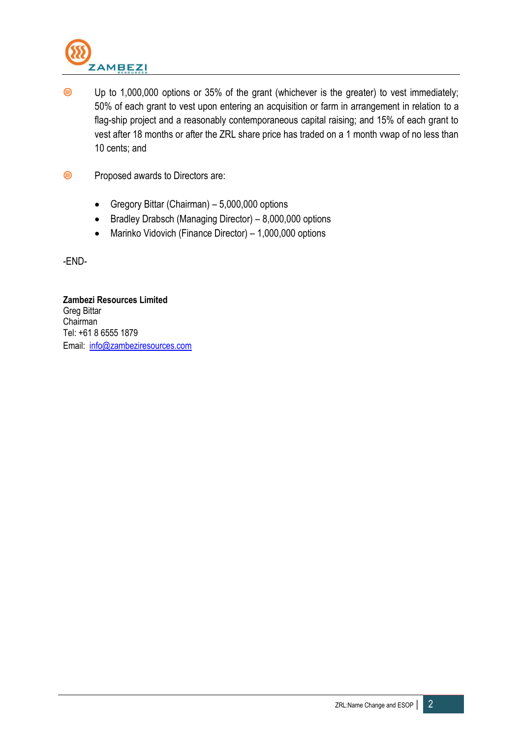- Up to 1,000,000 options or 35% of the grant (whichever is the greater) to vest immediately; 50% of each grant to vest upon entering an acquisition or farm in arrangement in relation to a flag-ship project and a reasonably contemporaneous capital raising; and 15% of each grant to vest after 18 months or after the ZRL share price has traded on a 1 month vwap of no less than 10 cents; and
- Proposed awards to Directors are:
  - Gregory Bittar (Chairman) – 5,000,000 options
  - Bradley Drabsch (Managing Director) – 8,000,000 options
  - Marinko Vidovich (Finance Director) – 1,000,000 options

-END-

**Zambezi Resources Limited**
Greg Bittar
Chairman
Tel: +61 8 6555 1879
Email: info@zambeziresources.com